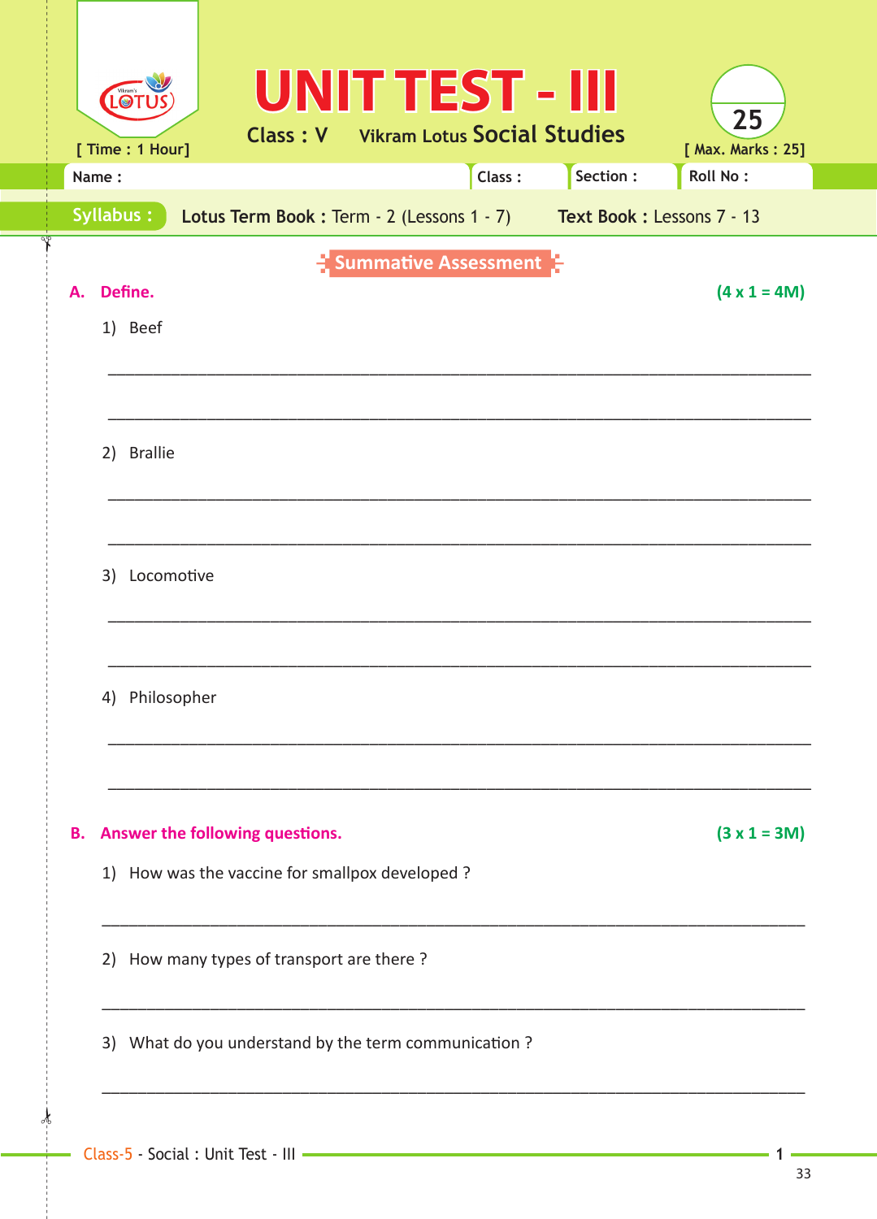# UNIT TEST - III

**Class : V** Vikram Lotus **Social Studies**

[ Time : 1 Hour] [ Max. Marks : 25]

Name : ______ Class : ______ Section : ______ Roll No : ______

**Syllabus :** **Lotus Term Book :** Term - 2 (Lessons 1 - 7) **Text Book :** Lessons 7 - 13

## Summative Assessment

**A. Define.** **(4 x 1 = 4M)**

1) Beef

_______________________________________________

_______________________________________________

2) Brallie

_______________________________________________

_______________________________________________

3) Locomotive

_______________________________________________

_______________________________________________

4) Philosopher

_______________________________________________

_______________________________________________

**B. Answer the following questions.** **(3 x 1 = 3M)**

1) How was the vaccine for smallpox developed ?

_______________________________________________

2) How many types of transport are there ?

_______________________________________________

3) What do you understand by the term communication ?

_______________________________________________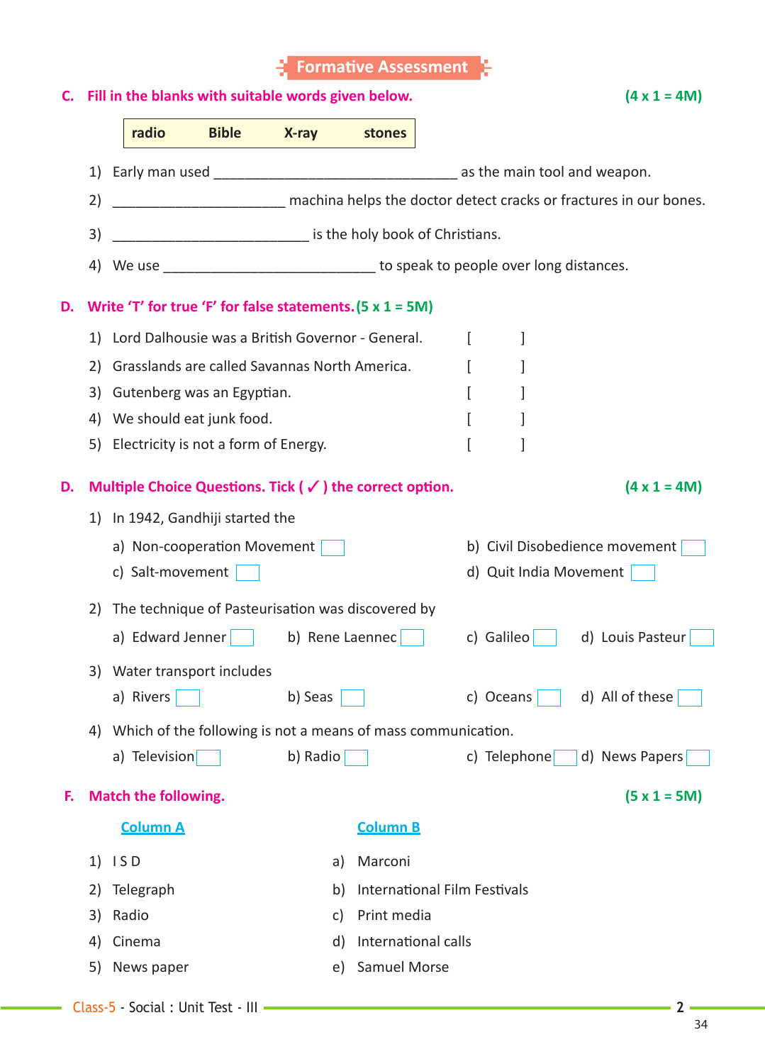## Formative Assessment

**C. Fill in the blanks with suitable words given below.** **(4 x 1 = 4M)**

| radio | Bible | X-ray | stones |
|---|---|---|---|

1) Early man used ________________________________ as the main tool and weapon.
2) ______________________ machina helps the doctor detect cracks or fractures in our bones.
3) _________________________ is the holy book of Christians.
4) We use ___________________________ to speak to people over long distances.

**D. Write 'T' for true 'F' for false statements. (5 x 1 = 5M)**

1) Lord Dalhousie was a British Governor - General. [ ]
2) Grasslands are called Savannas North America. [ ]
3) Gutenberg was an Egyptian. [ ]
4) We should eat junk food. [ ]
5) Electricity is not a form of Energy. [ ]

**D. Multiple Choice Questions. Tick ( ✓ ) the correct option.** **(4 x 1 = 4M)**

1) In 1942, Gandhiji started the
   a) Non-cooperation Movement ☐   b) Civil Disobedience movement ☐
   c) Salt-movement ☐   d) Quit India Movement ☐

2) The technique of Pasteurisation was discovered by
   a) Edward Jenner ☐   b) Rene Laennec ☐   c) Galileo ☐   d) Louis Pasteur ☐

3) Water transport includes
   a) Rivers ☐   b) Seas ☐   c) Oceans ☐   d) All of these ☐

4) Which of the following is not a means of mass communication.
   a) Television ☐   b) Radio ☐   c) Telephone ☐   d) News Papers ☐

**F. Match the following.** **(5 x 1 = 5M)**

| Column A | Column B |
|---|---|
| 1) I S D | a) Marconi |
| 2) Telegraph | b) International Film Festivals |
| 3) Radio | c) Print media |
| 4) Cinema | d) International calls |
| 5) News paper | e) Samuel Morse |